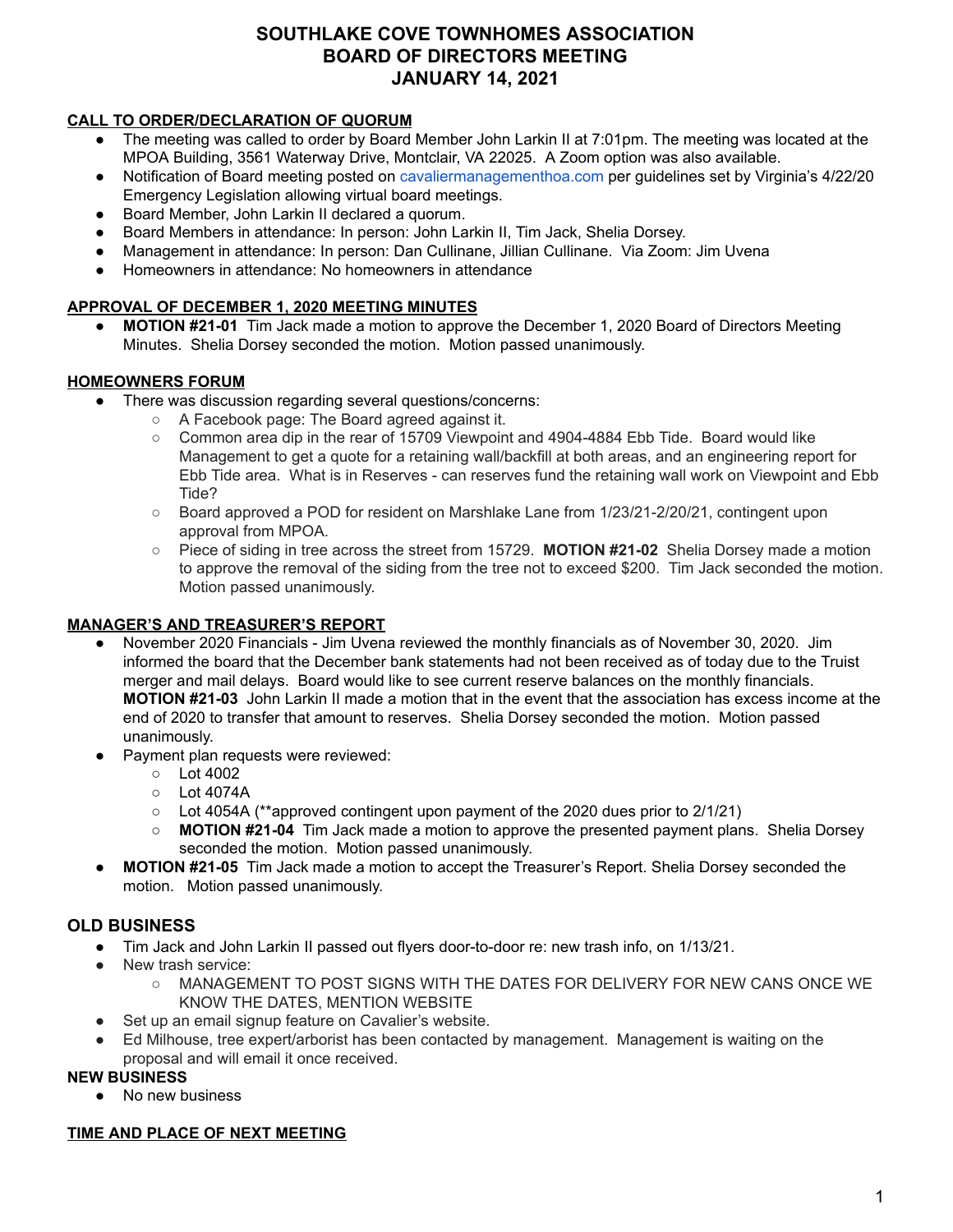# SOUTHLAKE COVE TOWNHOMES ASSOCIATION
# BOARD OF DIRECTORS MEETING
# JANUARY 14, 2021

## CALL TO ORDER/DECLARATION OF QUORUM

- The meeting was called to order by Board Member John Larkin II at 7:01pm. The meeting was located at the MPOA Building, 3561 Waterway Drive, Montclair, VA 22025. A Zoom option was also available.
- Notification of Board meeting posted on cavaliermanagementhoa.com per guidelines set by Virginia's 4/22/20 Emergency Legislation allowing virtual board meetings.
- Board Member, John Larkin II declared a quorum.
- Board Members in attendance: In person: John Larkin II, Tim Jack, Shelia Dorsey.
- Management in attendance: In person: Dan Cullinane, Jillian Cullinane. Via Zoom: Jim Uvena
- Homeowners in attendance: No homeowners in attendance

## APPROVAL OF DECEMBER 1, 2020 MEETING MINUTES

- **MOTION #21-01** Tim Jack made a motion to approve the December 1, 2020 Board of Directors Meeting Minutes. Shelia Dorsey seconded the motion. Motion passed unanimously.

## HOMEOWNERS FORUM

- There was discussion regarding several questions/concerns:
  - A Facebook page: The Board agreed against it.
  - Common area dip in the rear of 15709 Viewpoint and 4904-4884 Ebb Tide. Board would like Management to get a quote for a retaining wall/backfill at both areas, and an engineering report for Ebb Tide area. What is in Reserves - can reserves fund the retaining wall work on Viewpoint and Ebb Tide?
  - Board approved a POD for resident on Marshlake Lane from 1/23/21-2/20/21, contingent upon approval from MPOA.
  - Piece of siding in tree across the street from 15729. **MOTION #21-02** Shelia Dorsey made a motion to approve the removal of the siding from the tree not to exceed $200. Tim Jack seconded the motion. Motion passed unanimously.

## MANAGER'S AND TREASURER'S REPORT

- November 2020 Financials - Jim Uvena reviewed the monthly financials as of November 30, 2020. Jim informed the board that the December bank statements had not been received as of today due to the Truist merger and mail delays. Board would like to see current reserve balances on the monthly financials. **MOTION #21-03** John Larkin II made a motion that in the event that the association has excess income at the end of 2020 to transfer that amount to reserves. Shelia Dorsey seconded the motion. Motion passed unanimously.
- Payment plan requests were reviewed:
  - Lot 4002
  - Lot 4074A
  - Lot 4054A (**approved contingent upon payment of the 2020 dues prior to 2/1/21)
  - **MOTION #21-04** Tim Jack made a motion to approve the presented payment plans. Shelia Dorsey seconded the motion. Motion passed unanimously.
- **MOTION #21-05** Tim Jack made a motion to accept the Treasurer's Report. Shelia Dorsey seconded the motion. Motion passed unanimously.

## OLD BUSINESS

- Tim Jack and John Larkin II passed out flyers door-to-door re: new trash info, on 1/13/21.
- New trash service:
  - MANAGEMENT TO POST SIGNS WITH THE DATES FOR DELIVERY FOR NEW CANS ONCE WE KNOW THE DATES, MENTION WEBSITE
- Set up an email signup feature on Cavalier's website.
- Ed Milhouse, tree expert/arborist has been contacted by management. Management is waiting on the proposal and will email it once received.

## NEW BUSINESS

- No new business

## TIME AND PLACE OF NEXT MEETING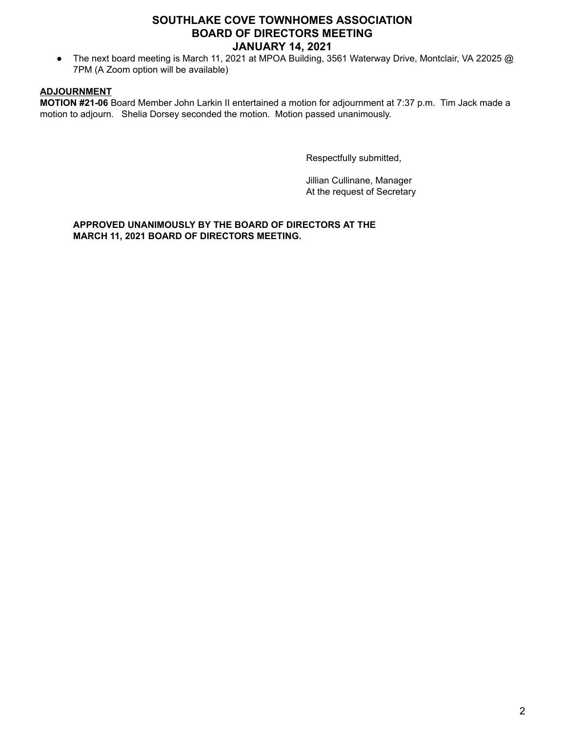- The next board meeting is March 11, 2021 at MPOA Building, 3561 Waterway Drive, Montclair, VA 22025 @ 7PM (A Zoom option will be available)

**ADJOURNMENT**

**MOTION #21-06** Board Member John Larkin II entertained a motion for adjournment at 7:37 p.m. Tim Jack made a motion to adjourn. Shelia Dorsey seconded the motion. Motion passed unanimously.

Respectfully submitted,

Jillian Cullinane, Manager
At the request of Secretary

**APPROVED UNANIMOUSLY BY THE BOARD OF DIRECTORS AT THE MARCH 11, 2021 BOARD OF DIRECTORS MEETING.**